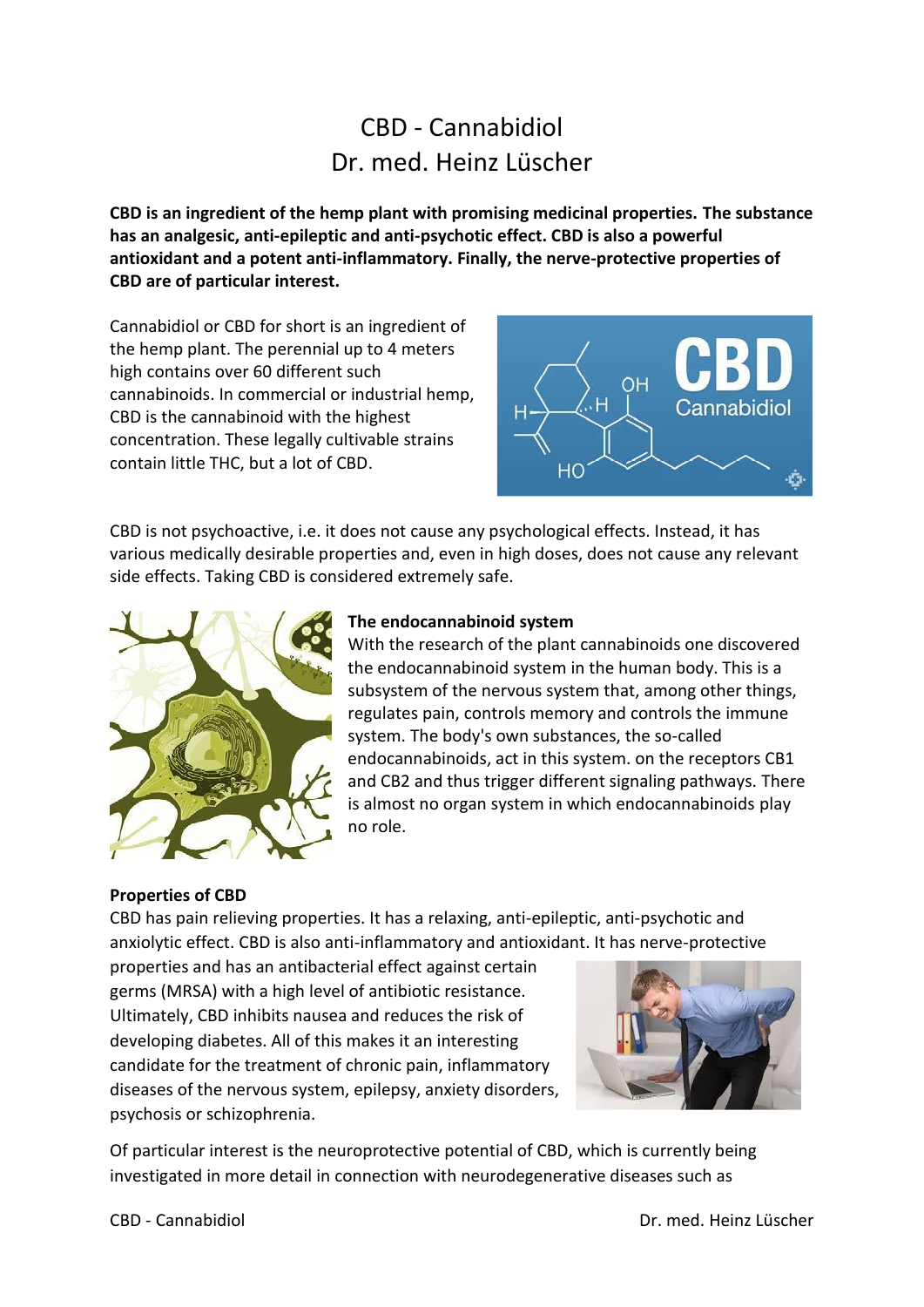# CBD - Cannabidiol
## Dr. med. Heinz Lüscher

**CBD is an ingredient of the hemp plant with promising medicinal properties. The substance has an analgesic, anti-epileptic and anti-psychotic effect. CBD is also a powerful antioxidant and a potent anti-inflammatory. Finally, the nerve-protective properties of CBD are of particular interest.**

Cannabidiol or CBD for short is an ingredient of the hemp plant. The perennial up to 4 meters high contains over 60 different such cannabinoids. In commercial or industrial hemp, CBD is the cannabinoid with the highest concentration. These legally cultivable strains contain little THC, but a lot of CBD.

CBD is not psychoactive, i.e. it does not cause any psychological effects. Instead, it has various medically desirable properties and, even in high doses, does not cause any relevant side effects. Taking CBD is considered extremely safe.

**The endocannabinoid system**

With the research of the plant cannabinoids one discovered the endocannabinoid system in the human body. This is a subsystem of the nervous system that, among other things, regulates pain, controls memory and controls the immune system. The body's own substances, the so-called endocannabinoids, act in this system. on the receptors CB1 and CB2 and thus trigger different signaling pathways. There is almost no organ system in which endocannabinoids play no role.

**Properties of CBD**

CBD has pain relieving properties. It has a relaxing, anti-epileptic, anti-psychotic and anxiolytic effect. CBD is also anti-inflammatory and antioxidant. It has nerve-protective properties and has an antibacterial effect against certain germs (MRSA) with a high level of antibiotic resistance. Ultimately, CBD inhibits nausea and reduces the risk of developing diabetes. All of this makes it an interesting candidate for the treatment of chronic pain, inflammatory diseases of the nervous system, epilepsy, anxiety disorders, psychosis or schizophrenia.

Of particular interest is the neuroprotective potential of CBD, which is currently being investigated in more detail in connection with neurodegenerative diseases such as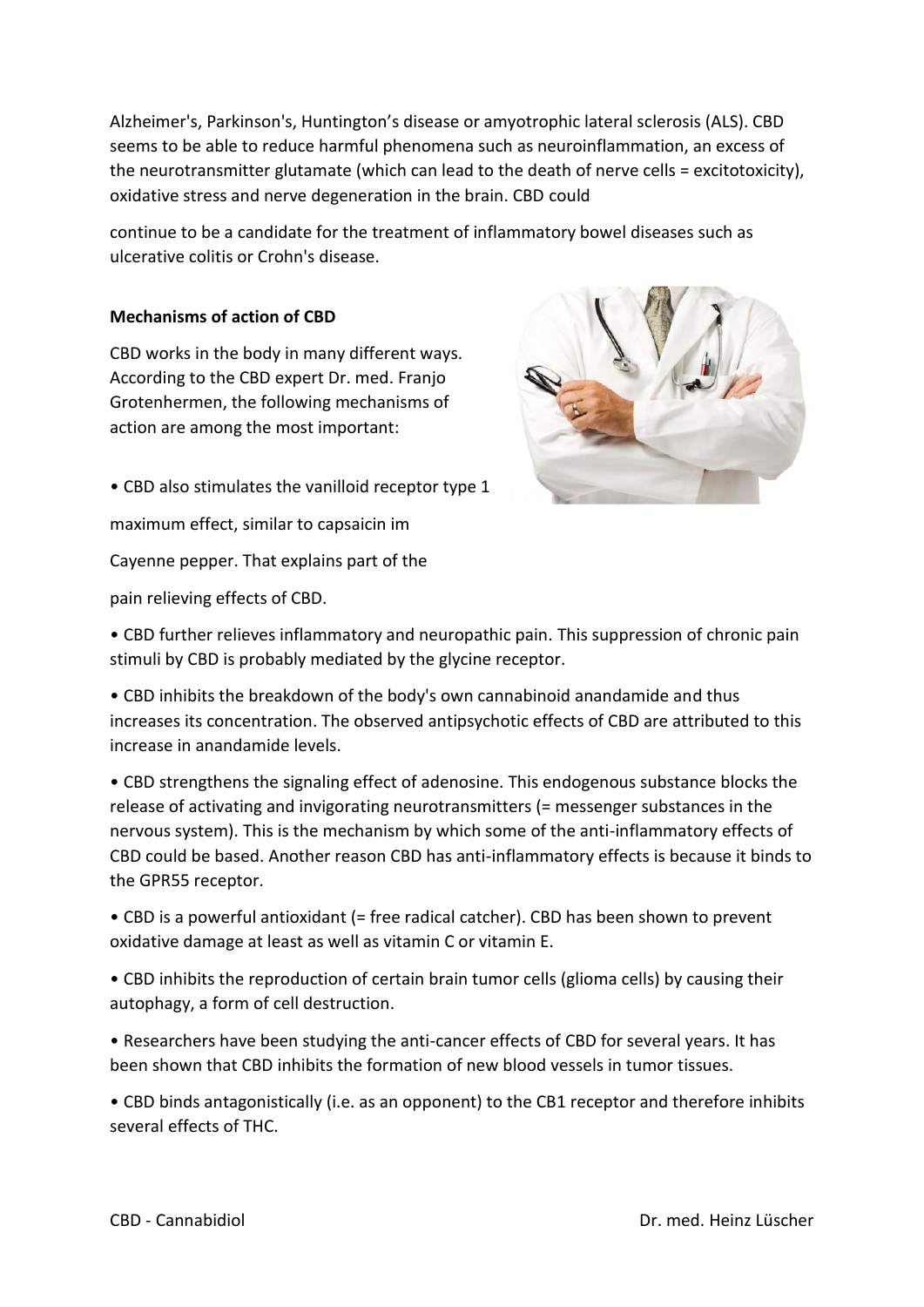Alzheimer's, Parkinson's, Huntington's disease or amyotrophic lateral sclerosis (ALS). CBD seems to be able to reduce harmful phenomena such as neuroinflammation, an excess of the neurotransmitter glutamate (which can lead to the death of nerve cells = excitotoxicity), oxidative stress and nerve degeneration in the brain. CBD could

continue to be a candidate for the treatment of inflammatory bowel diseases such as ulcerative colitis or Crohn's disease.

**Mechanisms of action of CBD**

CBD works in the body in many different ways. According to the CBD expert Dr. med. Franjo Grotenhermen, the following mechanisms of action are among the most important:

- CBD also stimulates the vanilloid receptor type 1

maximum effect, similar to capsaicin im

Cayenne pepper. That explains part of the

pain relieving effects of CBD.

- CBD further relieves inflammatory and neuropathic pain. This suppression of chronic pain stimuli by CBD is probably mediated by the glycine receptor.
- CBD inhibits the breakdown of the body's own cannabinoid anandamide and thus increases its concentration. The observed antipsychotic effects of CBD are attributed to this increase in anandamide levels.
- CBD strengthens the signaling effect of adenosine. This endogenous substance blocks the release of activating and invigorating neurotransmitters (= messenger substances in the nervous system). This is the mechanism by which some of the anti-inflammatory effects of CBD could be based. Another reason CBD has anti-inflammatory effects is because it binds to the GPR55 receptor.
- CBD is a powerful antioxidant (= free radical catcher). CBD has been shown to prevent oxidative damage at least as well as vitamin C or vitamin E.
- CBD inhibits the reproduction of certain brain tumor cells (glioma cells) by causing their autophagy, a form of cell destruction.
- Researchers have been studying the anti-cancer effects of CBD for several years. It has been shown that CBD inhibits the formation of new blood vessels in tumor tissues.
- CBD binds antagonistically (i.e. as an opponent) to the CB1 receptor and therefore inhibits several effects of THC.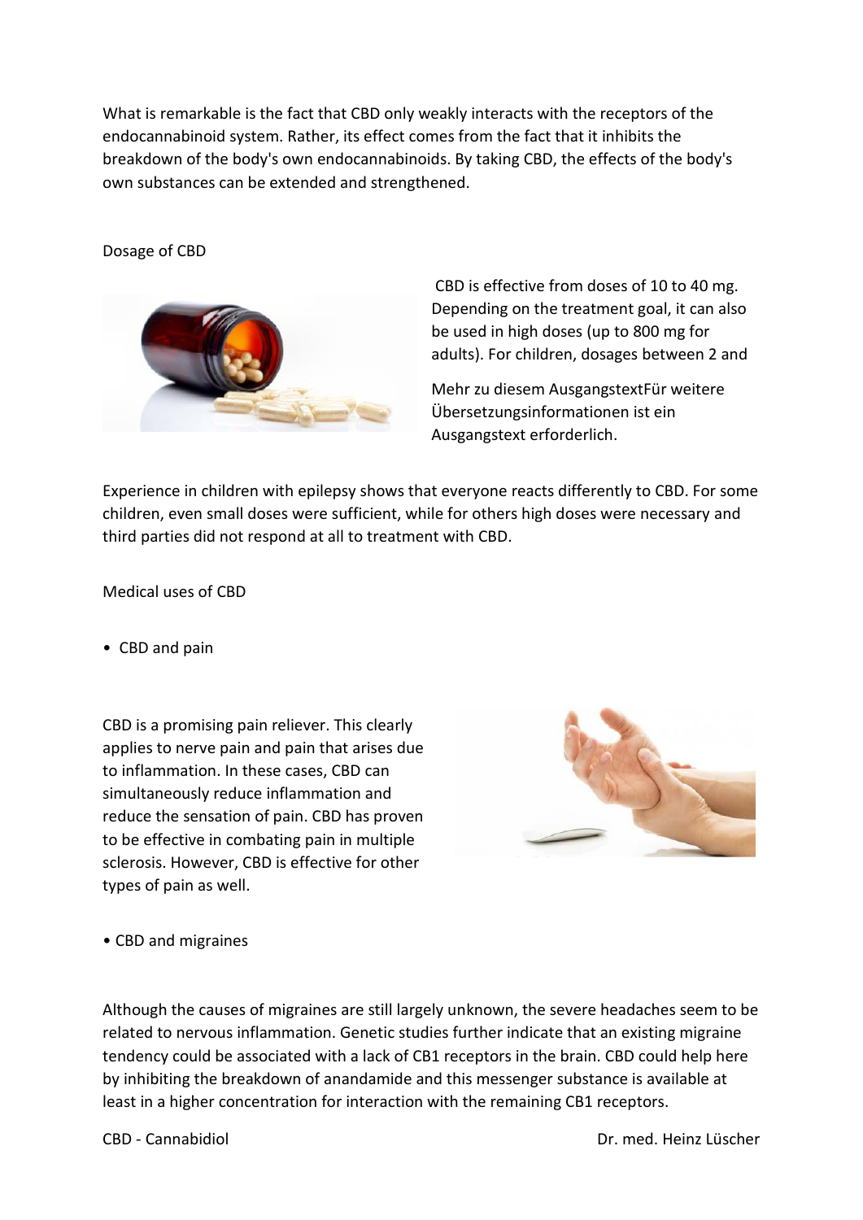What is remarkable is the fact that CBD only weakly interacts with the receptors of the endocannabinoid system. Rather, its effect comes from the fact that it inhibits the breakdown of the body's own endocannabinoids. By taking CBD, the effects of the body's own substances can be extended and strengthened.

## Dosage of CBD

CBD is effective from doses of 10 to 40 mg. Depending on the treatment goal, it can also be used in high doses (up to 800 mg for adults). For children, dosages between 2 and

Mehr zu diesem AusgangstextFür weitere Übersetzungsinformationen ist ein Ausgangstext erforderlich.

Experience in children with epilepsy shows that everyone reacts differently to CBD. For some children, even small doses were sufficient, while for others high doses were necessary and third parties did not respond at all to treatment with CBD.

## Medical uses of CBD

- CBD and pain

CBD is a promising pain reliever. This clearly applies to nerve pain and pain that arises due to inflammation. In these cases, CBD can simultaneously reduce inflammation and reduce the sensation of pain. CBD has proven to be effective in combating pain in multiple sclerosis. However, CBD is effective for other types of pain as well.

- CBD and migraines

Although the causes of migraines are still largely unknown, the severe headaches seem to be related to nervous inflammation. Genetic studies further indicate that an existing migraine tendency could be associated with a lack of CB1 receptors in the brain. CBD could help here by inhibiting the breakdown of anandamide and this messenger substance is available at least in a higher concentration for interaction with the remaining CB1 receptors.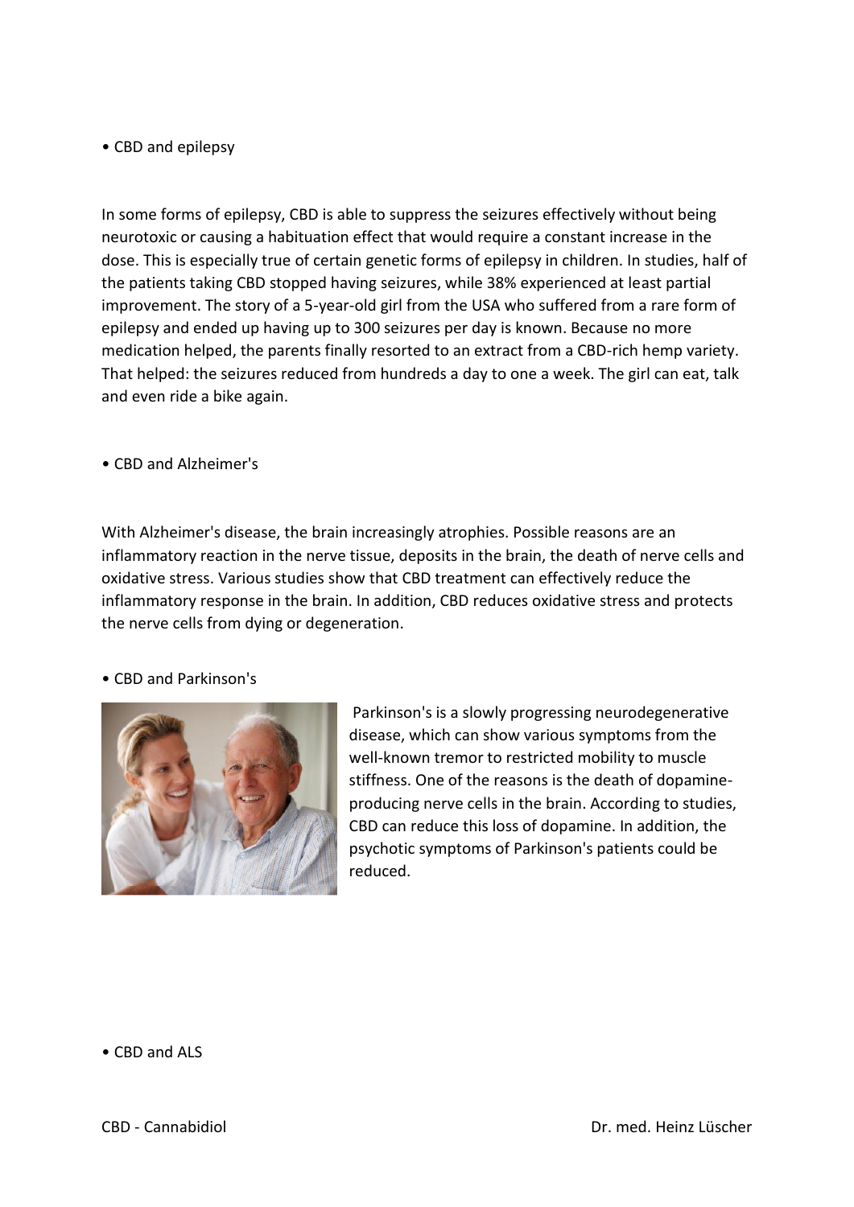• CBD and epilepsy

In some forms of epilepsy, CBD is able to suppress the seizures effectively without being neurotoxic or causing a habituation effect that would require a constant increase in the dose. This is especially true of certain genetic forms of epilepsy in children. In studies, half of the patients taking CBD stopped having seizures, while 38% experienced at least partial improvement. The story of a 5-year-old girl from the USA who suffered from a rare form of epilepsy and ended up having up to 300 seizures per day is known. Because no more medication helped, the parents finally resorted to an extract from a CBD-rich hemp variety. That helped: the seizures reduced from hundreds a day to one a week. The girl can eat, talk and even ride a bike again.

• CBD and Alzheimer's

With Alzheimer's disease, the brain increasingly atrophies. Possible reasons are an inflammatory reaction in the nerve tissue, deposits in the brain, the death of nerve cells and oxidative stress. Various studies show that CBD treatment can effectively reduce the inflammatory response in the brain. In addition, CBD reduces oxidative stress and protects the nerve cells from dying or degeneration.

• CBD and Parkinson's

Parkinson's is a slowly progressing neurodegenerative disease, which can show various symptoms from the well-known tremor to restricted mobility to muscle stiffness. One of the reasons is the death of dopamine-producing nerve cells in the brain. According to studies, CBD can reduce this loss of dopamine. In addition, the psychotic symptoms of Parkinson's patients could be reduced.

• CBD and ALS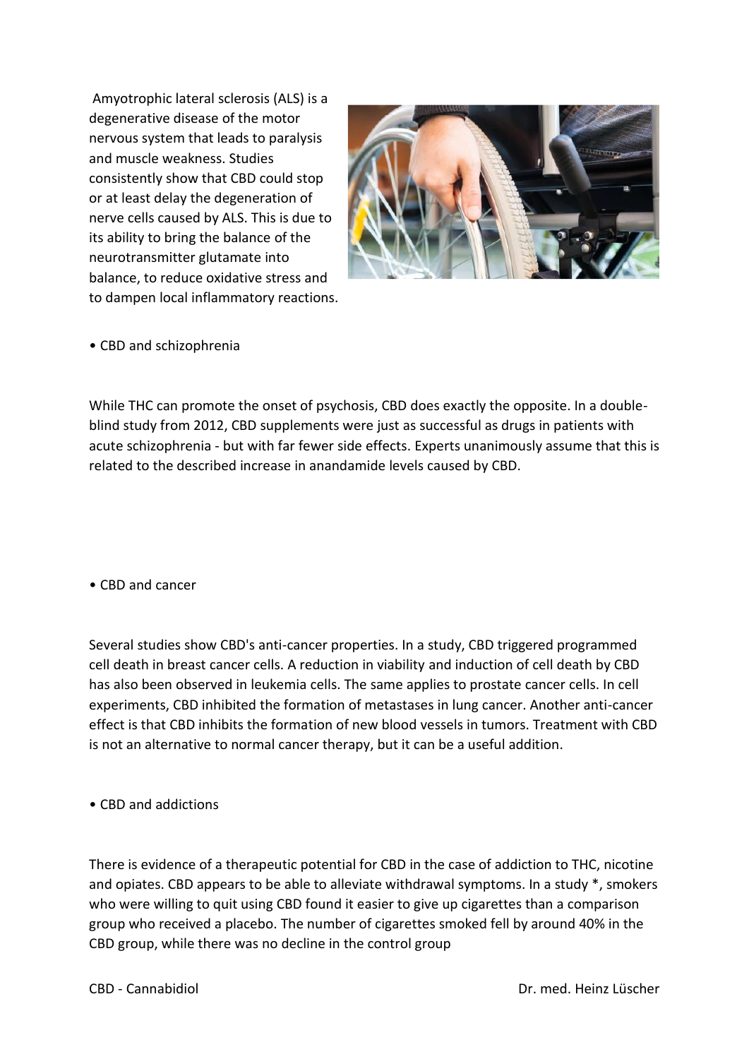Amyotrophic lateral sclerosis (ALS) is a degenerative disease of the motor nervous system that leads to paralysis and muscle weakness. Studies consistently show that CBD could stop or at least delay the degeneration of nerve cells caused by ALS. This is due to its ability to bring the balance of the neurotransmitter glutamate into balance, to reduce oxidative stress and to dampen local inflammatory reactions.

• CBD and schizophrenia

While THC can promote the onset of psychosis, CBD does exactly the opposite. In a double-blind study from 2012, CBD supplements were just as successful as drugs in patients with acute schizophrenia - but with far fewer side effects. Experts unanimously assume that this is related to the described increase in anandamide levels caused by CBD.

• CBD and cancer

Several studies show CBD's anti-cancer properties. In a study, CBD triggered programmed cell death in breast cancer cells. A reduction in viability and induction of cell death by CBD has also been observed in leukemia cells. The same applies to prostate cancer cells. In cell experiments, CBD inhibited the formation of metastases in lung cancer. Another anti-cancer effect is that CBD inhibits the formation of new blood vessels in tumors. Treatment with CBD is not an alternative to normal cancer therapy, but it can be a useful addition.

• CBD and addictions

There is evidence of a therapeutic potential for CBD in the case of addiction to THC, nicotine and opiates. CBD appears to be able to alleviate withdrawal symptoms. In a study *, smokers who were willing to quit using CBD found it easier to give up cigarettes than a comparison group who received a placebo. The number of cigarettes smoked fell by around 40% in the CBD group, while there was no decline in the control group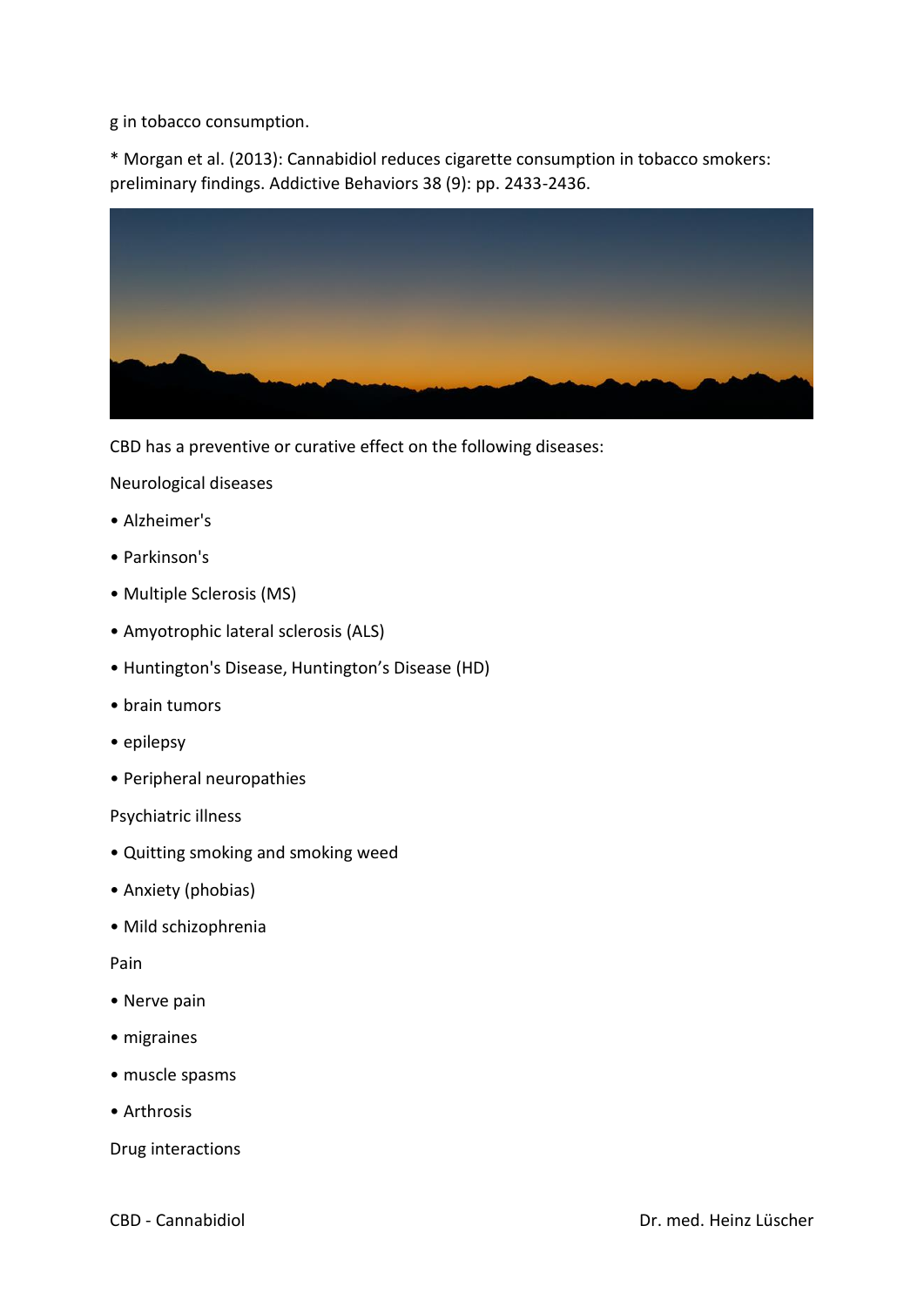g in tobacco consumption.

* Morgan et al. (2013): Cannabidiol reduces cigarette consumption in tobacco smokers: preliminary findings. Addictive Behaviors 38 (9): pp. 2433-2436.

CBD has a preventive or curative effect on the following diseases:

Neurological diseases

• Alzheimer's

• Parkinson's

• Multiple Sclerosis (MS)

• Amyotrophic lateral sclerosis (ALS)

• Huntington's Disease, Huntington’s Disease (HD)

• brain tumors

• epilepsy

• Peripheral neuropathies

Psychiatric illness

• Quitting smoking and smoking weed

• Anxiety (phobias)

• Mild schizophrenia

Pain

• Nerve pain

• migraines

• muscle spasms

• Arthrosis

Drug interactions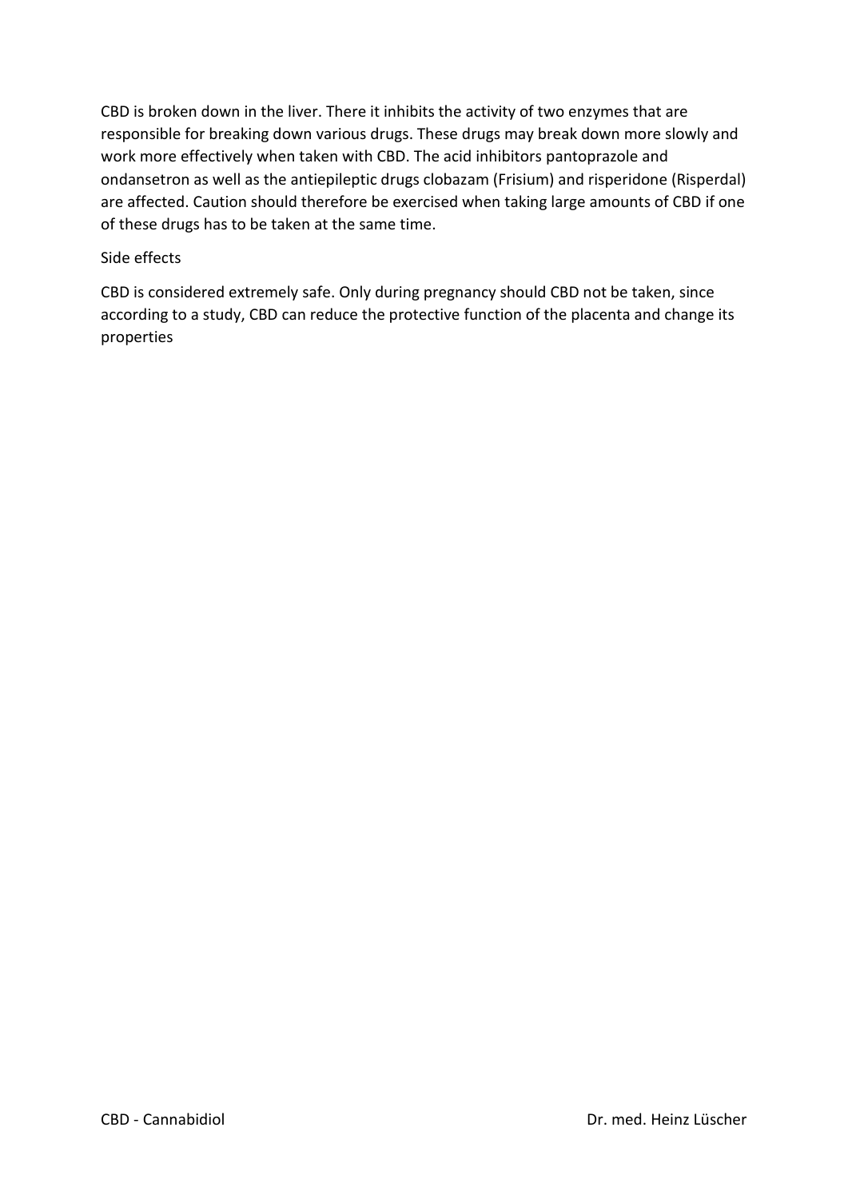CBD is broken down in the liver. There it inhibits the activity of two enzymes that are responsible for breaking down various drugs. These drugs may break down more slowly and work more effectively when taken with CBD. The acid inhibitors pantoprazole and ondansetron as well as the antiepileptic drugs clobazam (Frisium) and risperidone (Risperdal) are affected. Caution should therefore be exercised when taking large amounts of CBD if one of these drugs has to be taken at the same time.

## Side effects

CBD is considered extremely safe. Only during pregnancy should CBD not be taken, since according to a study, CBD can reduce the protective function of the placenta and change its properties